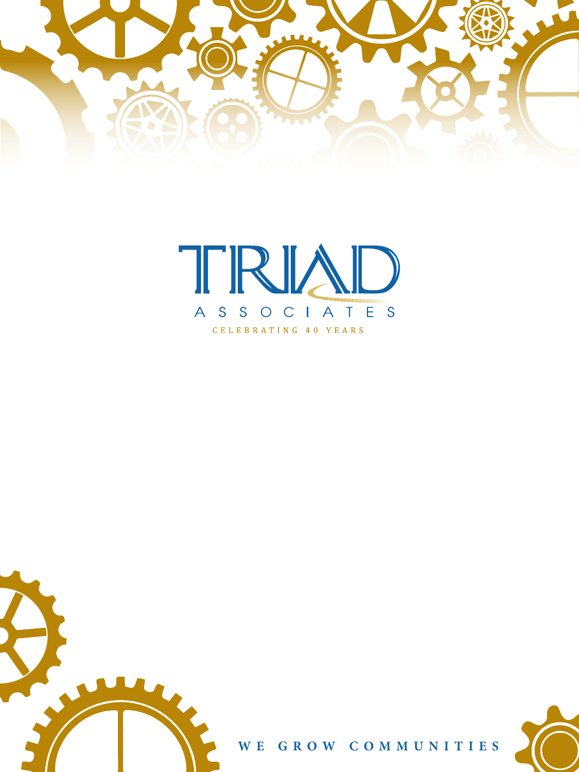# TRIAD

ASSOCIATES

CELEBRATING 40 YEARS

WE GROW COMMUNITIES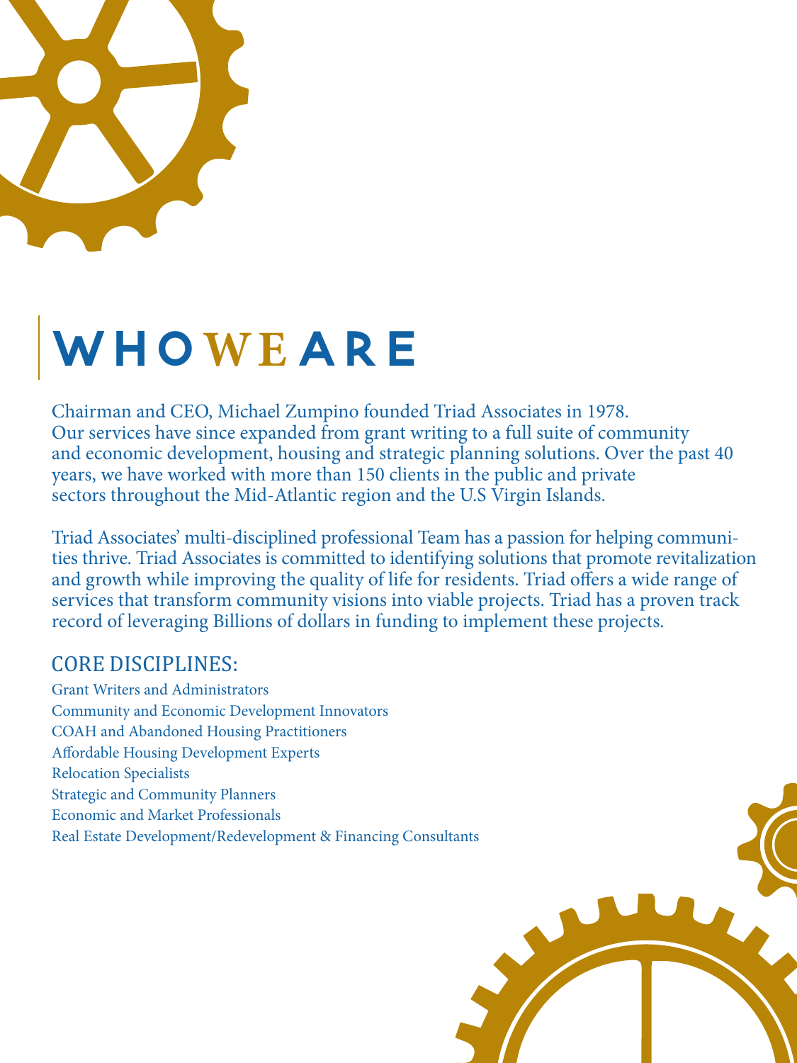# WHO WE ARE

Chairman and CEO, Michael Zumpino founded Triad Associates in 1978. Our services have since expanded from grant writing to a full suite of community and economic development, housing and strategic planning solutions. Over the past 40 years, we have worked with more than 150 clients in the public and private sectors throughout the Mid-Atlantic region and the U.S Virgin Islands.

Triad Associates' multi-disciplined professional Team has a passion for helping communities thrive. Triad Associates is committed to identifying solutions that promote revitalization and growth while improving the quality of life for residents. Triad offers a wide range of services that transform community visions into viable projects. Triad has a proven track record of leveraging Billions of dollars in funding to implement these projects.

## CORE DISCIPLINES:

Grant Writers and Administrators
Community and Economic Development Innovators
COAH and Abandoned Housing Practitioners
Affordable Housing Development Experts
Relocation Specialists
Strategic and Community Planners
Economic and Market Professionals
Real Estate Development/Redevelopment & Financing Consultants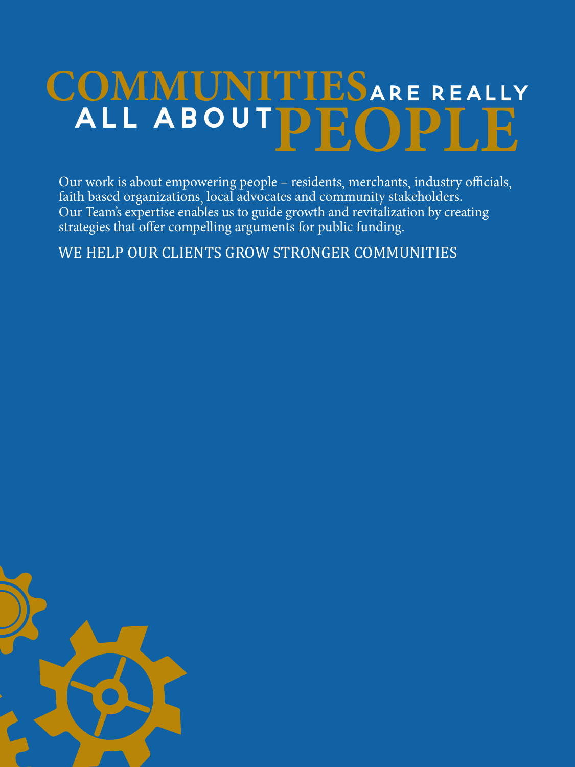# COMMUNITIES ARE REALLY ALL ABOUT PEOPLE

Our work is about empowering people – residents, merchants, industry officials, faith based organizations, local advocates and community stakeholders. Our Team's expertise enables us to guide growth and revitalization by creating strategies that offer compelling arguments for public funding.

WE HELP OUR CLIENTS GROW STRONGER COMMUNITIES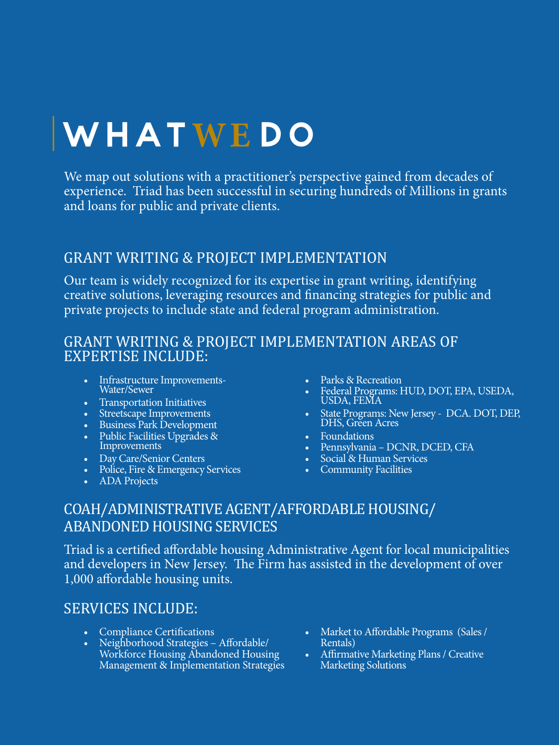# WHAT WE DO

We map out solutions with a practitioner's perspective gained from decades of experience. Triad has been successful in securing hundreds of Millions in grants and loans for public and private clients.

## GRANT WRITING & PROJECT IMPLEMENTATION

Our team is widely recognized for its expertise in grant writing, identifying creative solutions, leveraging resources and financing strategies for public and private projects to include state and federal program administration.

## GRANT WRITING & PROJECT IMPLEMENTATION AREAS OF EXPERTISE INCLUDE:

- Infrastructure Improvements-Water/Sewer
- Transportation Initiatives
- Streetscape Improvements
- Business Park Development
- Public Facilities Upgrades & Improvements
- Day Care/Senior Centers
- Police, Fire & Emergency Services
- ADA Projects
- Parks & Recreation
- Federal Programs: HUD, DOT, EPA, USEDA, USDA, FEMA
- State Programs: New Jersey - DCA. DOT, DEP, DHS, Green Acres
- Foundations
- Pennsylvania – DCNR, DCED, CFA
- Social & Human Services
- Community Facilities

## COAH/ADMINISTRATIVE AGENT/AFFORDABLE HOUSING/ ABANDONED HOUSING SERVICES

Triad is a certified affordable housing Administrative Agent for local municipalities and developers in New Jersey. The Firm has assisted in the development of over 1,000 affordable housing units.

## SERVICES INCLUDE:

- Compliance Certifications
- Neighborhood Strategies – Affordable/ Workforce Housing Abandoned Housing Management & Implementation Strategies
- Market to Affordable Programs (Sales / Rentals)
- Affirmative Marketing Plans / Creative Marketing Solutions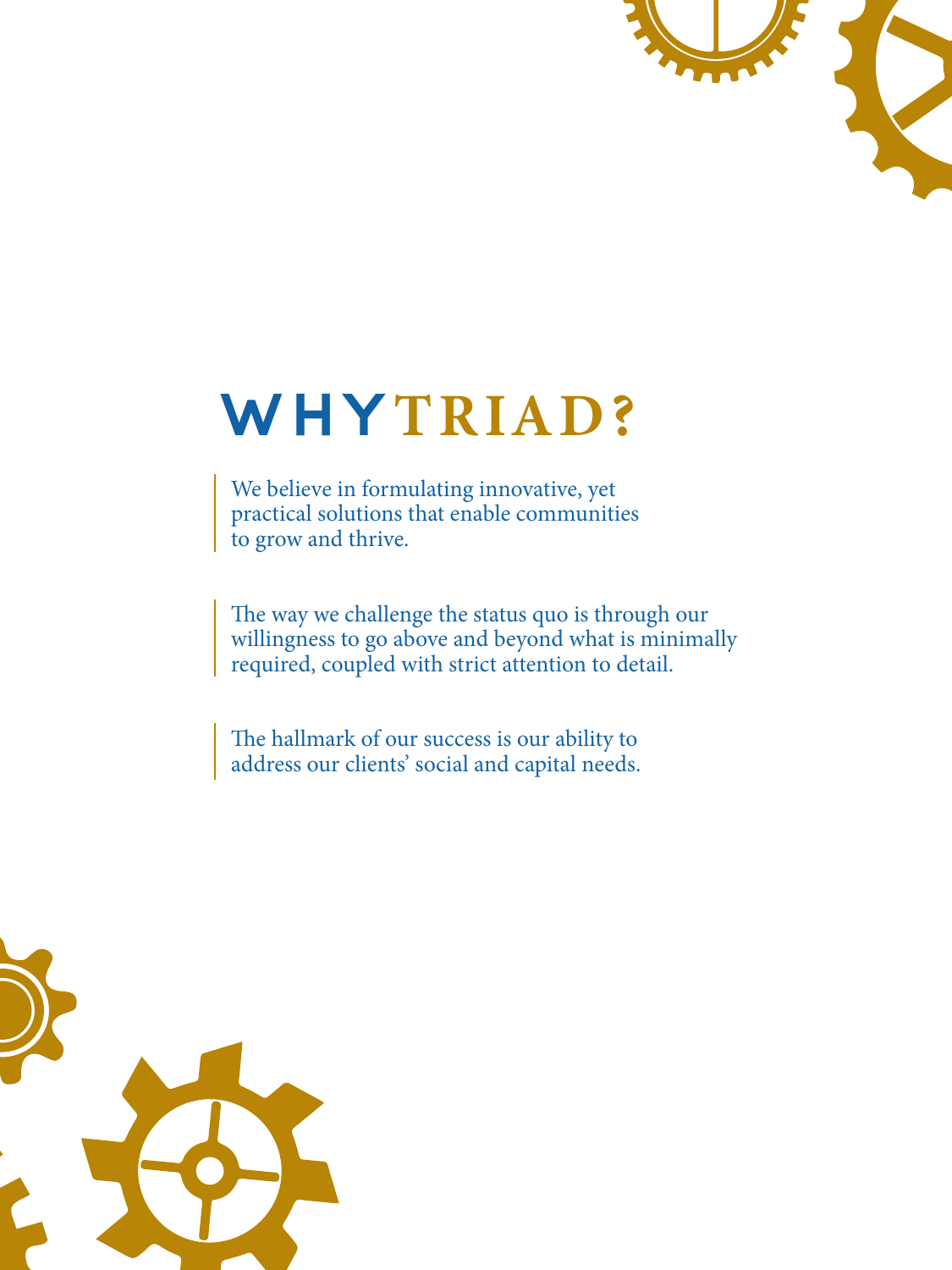# WHY TRIAD?

We believe in formulating innovative, yet practical solutions that enable communities to grow and thrive.

The way we challenge the status quo is through our willingness to go above and beyond what is minimally required, coupled with strict attention to detail.

The hallmark of our success is our ability to address our clients' social and capital needs.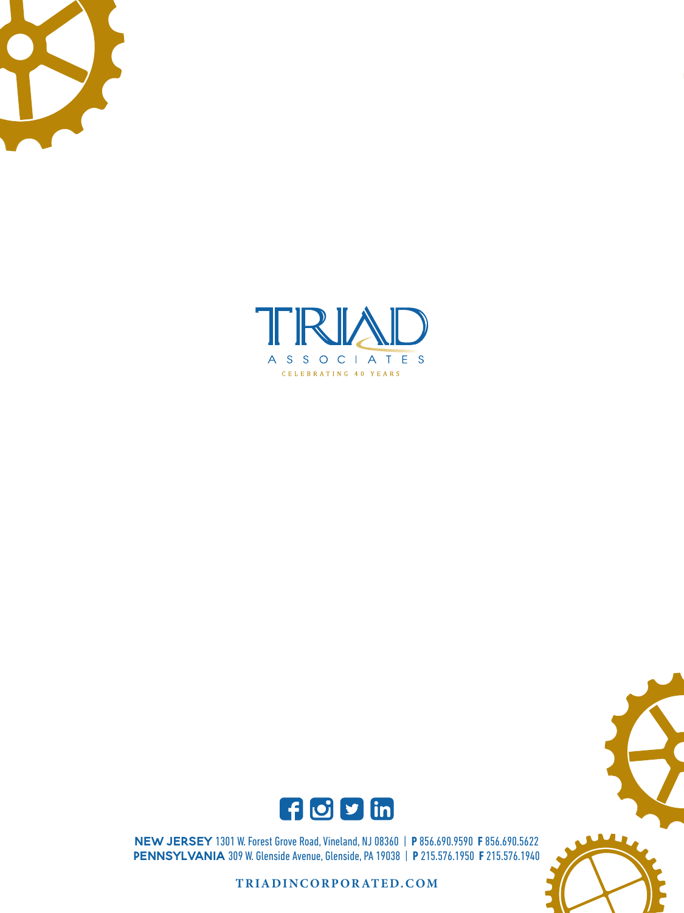TRIAD

ASSOCIATES

CELEBRATING 40 YEARS

**NEW JERSEY** 1301 W. Forest Grove Road, Vineland, NJ 08360 | **P** 856.690.9590 **F** 856.690.5622
**PENNSYLVANIA** 309 W. Glenside Avenue, Glenside, PA 19038 | **P** 215.576.1950 **F** 215.576.1940

**TRIADINCORPORATED.COM**